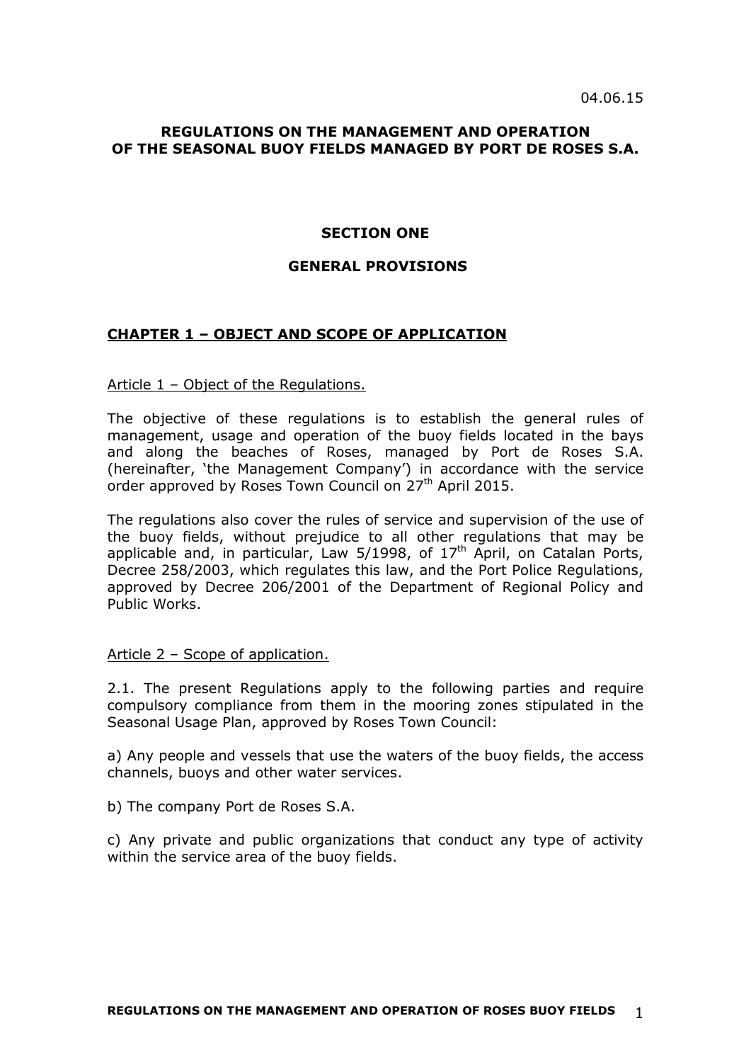04.06.15

# REGULATIONS ON THE MANAGEMENT AND OPERATION OF THE SEASONAL BUOY FIELDS MANAGED BY PORT DE ROSES S.A.

## SECTION ONE

## GENERAL PROVISIONS

### CHAPTER 1 – OBJECT AND SCOPE OF APPLICATION

#### Article 1 – Object of the Regulations.

The objective of these regulations is to establish the general rules of management, usage and operation of the buoy fields located in the bays and along the beaches of Roses, managed by Port de Roses S.A. (hereinafter, 'the Management Company') in accordance with the service order approved by Roses Town Council on 27th April 2015.

The regulations also cover the rules of service and supervision of the use of the buoy fields, without prejudice to all other regulations that may be applicable and, in particular, Law 5/1998, of 17th April, on Catalan Ports, Decree 258/2003, which regulates this law, and the Port Police Regulations, approved by Decree 206/2001 of the Department of Regional Policy and Public Works.

#### Article 2 – Scope of application.

2.1. The present Regulations apply to the following parties and require compulsory compliance from them in the mooring zones stipulated in the Seasonal Usage Plan, approved by Roses Town Council:

a) Any people and vessels that use the waters of the buoy fields, the access channels, buoys and other water services.

b) The company Port de Roses S.A.

c) Any private and public organizations that conduct any type of activity within the service area of the buoy fields.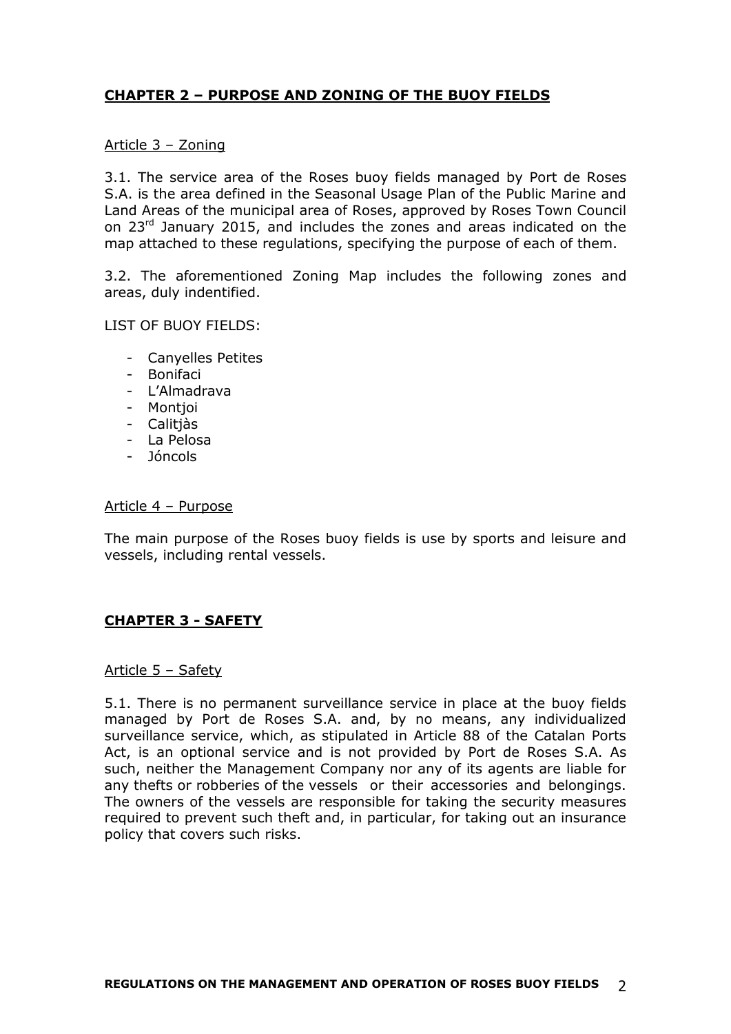## **CHAPTER 2 – PURPOSE AND ZONING OF THE BUOY FIELDS**

Article 3 – Zoning

3.1. The service area of the Roses buoy fields managed by Port de Roses S.A. is the area defined in the Seasonal Usage Plan of the Public Marine and Land Areas of the municipal area of Roses, approved by Roses Town Council on 23rd January 2015, and includes the zones and areas indicated on the map attached to these regulations, specifying the purpose of each of them.

3.2. The aforementioned Zoning Map includes the following zones and areas, duly indentified.

LIST OF BUOY FIELDS:

- Canyelles Petites
- Bonifaci
- L'Almadrava
- Montjoi
- Calitjàs
- La Pelosa
- Jóncols

Article 4 – Purpose

The main purpose of the Roses buoy fields is use by sports and leisure and vessels, including rental vessels.

## **CHAPTER 3 - SAFETY**

Article 5 – Safety

5.1. There is no permanent surveillance service in place at the buoy fields managed by Port de Roses S.A. and, by no means, any individualized surveillance service, which, as stipulated in Article 88 of the Catalan Ports Act, is an optional service and is not provided by Port de Roses S.A. As such, neither the Management Company nor any of its agents are liable for any thefts or robberies of the vessels or their accessories and belongings. The owners of the vessels are responsible for taking the security measures required to prevent such theft and, in particular, for taking out an insurance policy that covers such risks.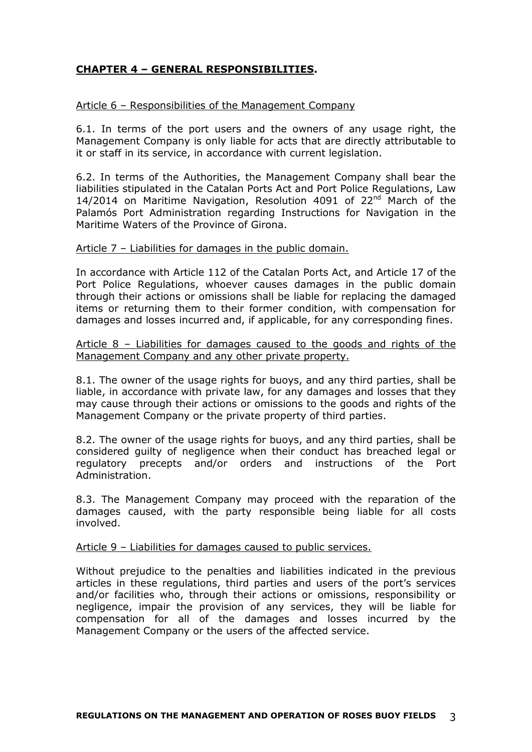## **CHAPTER 4 – GENERAL RESPONSIBILITIES.**

Article 6 – Responsibilities of the Management Company

6.1. In terms of the port users and the owners of any usage right, the Management Company is only liable for acts that are directly attributable to it or staff in its service, in accordance with current legislation.

6.2. In terms of the Authorities, the Management Company shall bear the liabilities stipulated in the Catalan Ports Act and Port Police Regulations, Law 14/2014 on Maritime Navigation, Resolution 4091 of 22nd March of the Palamós Port Administration regarding Instructions for Navigation in the Maritime Waters of the Province of Girona.

Article 7 – Liabilities for damages in the public domain.

In accordance with Article 112 of the Catalan Ports Act, and Article 17 of the Port Police Regulations, whoever causes damages in the public domain through their actions or omissions shall be liable for replacing the damaged items or returning them to their former condition, with compensation for damages and losses incurred and, if applicable, for any corresponding fines.

Article 8 – Liabilities for damages caused to the goods and rights of the Management Company and any other private property.

8.1. The owner of the usage rights for buoys, and any third parties, shall be liable, in accordance with private law, for any damages and losses that they may cause through their actions or omissions to the goods and rights of the Management Company or the private property of third parties.

8.2. The owner of the usage rights for buoys, and any third parties, shall be considered guilty of negligence when their conduct has breached legal or regulatory precepts and/or orders and instructions of the Port Administration.

8.3. The Management Company may proceed with the reparation of the damages caused, with the party responsible being liable for all costs involved.

Article 9 – Liabilities for damages caused to public services.

Without prejudice to the penalties and liabilities indicated in the previous articles in these regulations, third parties and users of the port's services and/or facilities who, through their actions or omissions, responsibility or negligence, impair the provision of any services, they will be liable for compensation for all of the damages and losses incurred by the Management Company or the users of the affected service.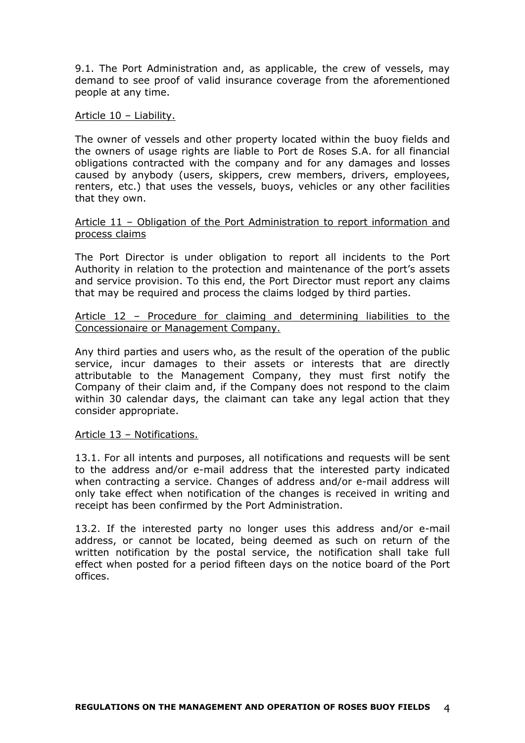9.1. The Port Administration and, as applicable, the crew of vessels, may demand to see proof of valid insurance coverage from the aforementioned people at any time.

<u>Article 10 – Liability.</u>

The owner of vessels and other property located within the buoy fields and the owners of usage rights are liable to Port de Roses S.A. for all financial obligations contracted with the company and for any damages and losses caused by anybody (users, skippers, crew members, drivers, employees, renters, etc.) that uses the vessels, buoys, vehicles or any other facilities that they own.

<u>Article 11 – Obligation of the Port Administration to report information and process claims</u>

The Port Director is under obligation to report all incidents to the Port Authority in relation to the protection and maintenance of the port's assets and service provision. To this end, the Port Director must report any claims that may be required and process the claims lodged by third parties.

<u>Article 12 – Procedure for claiming and determining liabilities to the Concessionaire or Management Company.</u>

Any third parties and users who, as the result of the operation of the public service, incur damages to their assets or interests that are directly attributable to the Management Company, they must first notify the Company of their claim and, if the Company does not respond to the claim within 30 calendar days, the claimant can take any legal action that they consider appropriate.

<u>Article 13 – Notifications.</u>

13.1. For all intents and purposes, all notifications and requests will be sent to the address and/or e-mail address that the interested party indicated when contracting a service. Changes of address and/or e-mail address will only take effect when notification of the changes is received in writing and receipt has been confirmed by the Port Administration.

13.2. If the interested party no longer uses this address and/or e-mail address, or cannot be located, being deemed as such on return of the written notification by the postal service, the notification shall take full effect when posted for a period fifteen days on the notice board of the Port offices.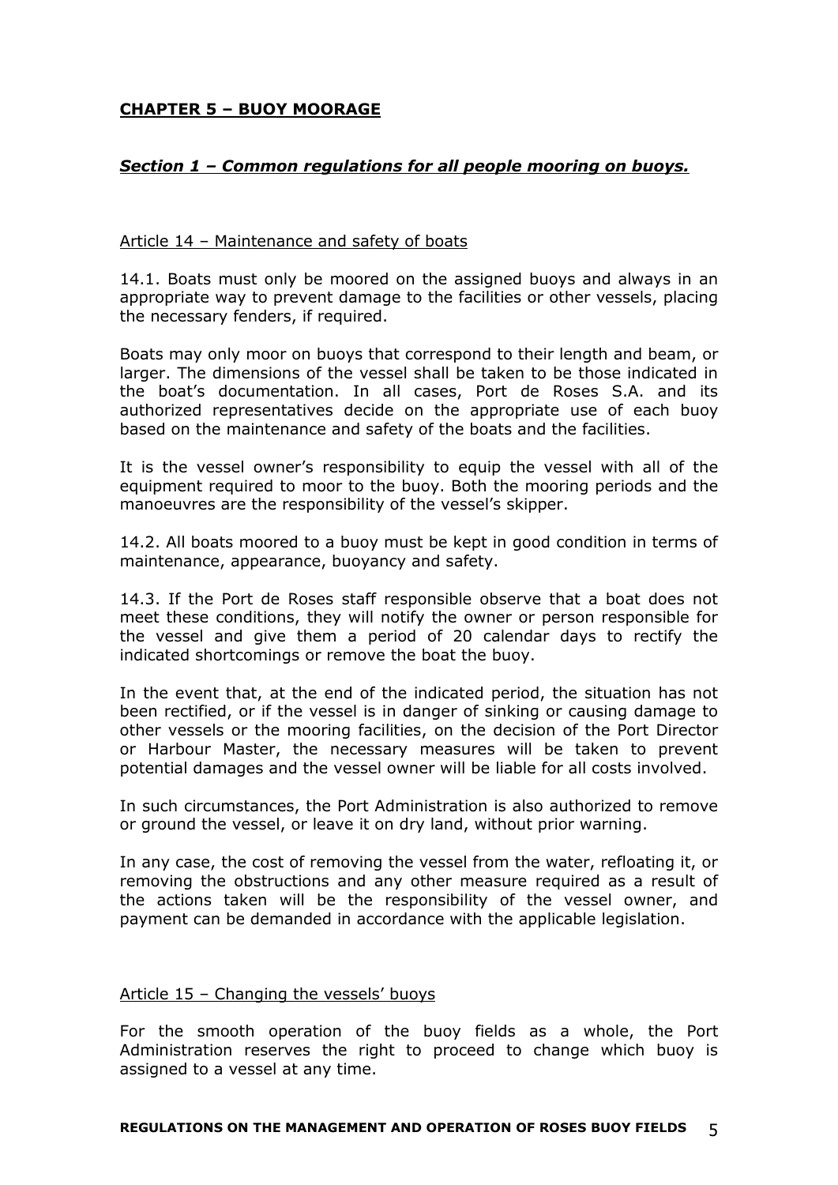## CHAPTER 5 – BUOY MOORAGE

### *Section 1 – Common regulations for all people mooring on buoys.*

Article 14 – Maintenance and safety of boats

14.1. Boats must only be moored on the assigned buoys and always in an appropriate way to prevent damage to the facilities or other vessels, placing the necessary fenders, if required.

Boats may only moor on buoys that correspond to their length and beam, or larger. The dimensions of the vessel shall be taken to be those indicated in the boat's documentation. In all cases, Port de Roses S.A. and its authorized representatives decide on the appropriate use of each buoy based on the maintenance and safety of the boats and the facilities.

It is the vessel owner's responsibility to equip the vessel with all of the equipment required to moor to the buoy. Both the mooring periods and the manoeuvres are the responsibility of the vessel's skipper.

14.2. All boats moored to a buoy must be kept in good condition in terms of maintenance, appearance, buoyancy and safety.

14.3. If the Port de Roses staff responsible observe that a boat does not meet these conditions, they will notify the owner or person responsible for the vessel and give them a period of 20 calendar days to rectify the indicated shortcomings or remove the boat the buoy.

In the event that, at the end of the indicated period, the situation has not been rectified, or if the vessel is in danger of sinking or causing damage to other vessels or the mooring facilities, on the decision of the Port Director or Harbour Master, the necessary measures will be taken to prevent potential damages and the vessel owner will be liable for all costs involved.

In such circumstances, the Port Administration is also authorized to remove or ground the vessel, or leave it on dry land, without prior warning.

In any case, the cost of removing the vessel from the water, refloating it, or removing the obstructions and any other measure required as a result of the actions taken will be the responsibility of the vessel owner, and payment can be demanded in accordance with the applicable legislation.

Article 15 – Changing the vessels' buoys

For the smooth operation of the buoy fields as a whole, the Port Administration reserves the right to proceed to change which buoy is assigned to a vessel at any time.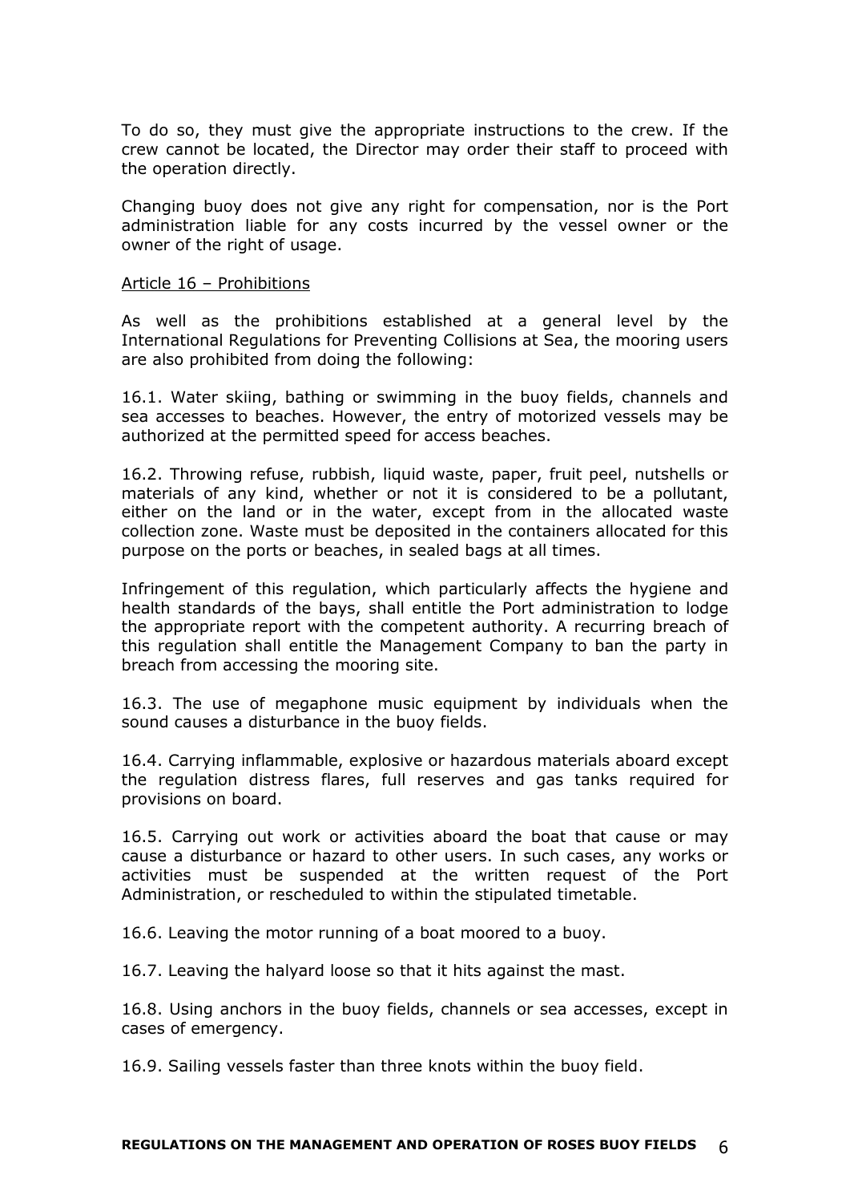To do so, they must give the appropriate instructions to the crew. If the crew cannot be located, the Director may order their staff to proceed with the operation directly.

Changing buoy does not give any right for compensation, nor is the Port administration liable for any costs incurred by the vessel owner or the owner of the right of usage.

<u>Article 16 – Prohibitions</u>

As well as the prohibitions established at a general level by the International Regulations for Preventing Collisions at Sea, the mooring users are also prohibited from doing the following:

16.1. Water skiing, bathing or swimming in the buoy fields, channels and sea accesses to beaches. However, the entry of motorized vessels may be authorized at the permitted speed for access beaches.

16.2. Throwing refuse, rubbish, liquid waste, paper, fruit peel, nutshells or materials of any kind, whether or not it is considered to be a pollutant, either on the land or in the water, except from in the allocated waste collection zone. Waste must be deposited in the containers allocated for this purpose on the ports or beaches, in sealed bags at all times.

Infringement of this regulation, which particularly affects the hygiene and health standards of the bays, shall entitle the Port administration to lodge the appropriate report with the competent authority. A recurring breach of this regulation shall entitle the Management Company to ban the party in breach from accessing the mooring site.

16.3. The use of megaphone music equipment by individuals when the sound causes a disturbance in the buoy fields.

16.4. Carrying inflammable, explosive or hazardous materials aboard except the regulation distress flares, full reserves and gas tanks required for provisions on board.

16.5. Carrying out work or activities aboard the boat that cause or may cause a disturbance or hazard to other users. In such cases, any works or activities must be suspended at the written request of the Port Administration, or rescheduled to within the stipulated timetable.

16.6. Leaving the motor running of a boat moored to a buoy.

16.7. Leaving the halyard loose so that it hits against the mast.

16.8. Using anchors in the buoy fields, channels or sea accesses, except in cases of emergency.

16.9. Sailing vessels faster than three knots within the buoy field.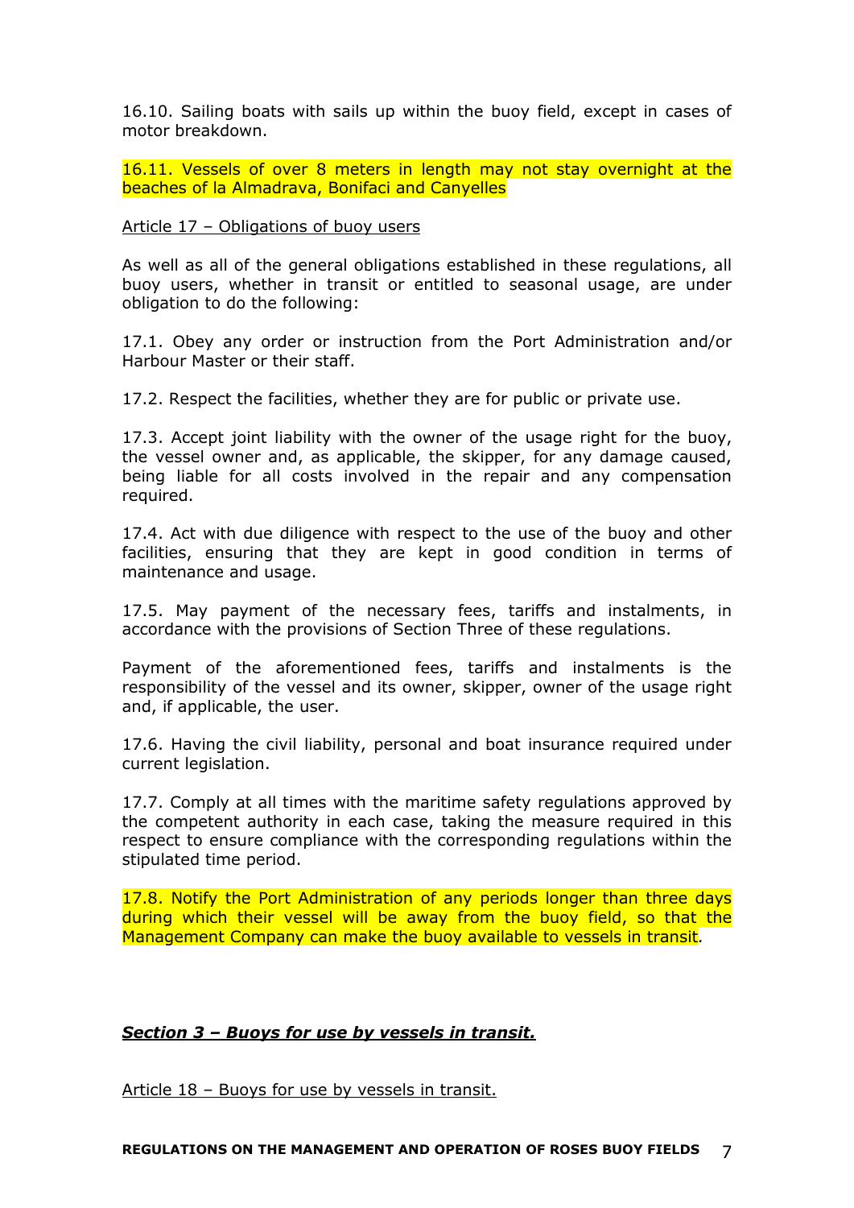16.10. Sailing boats with sails up within the buoy field, except in cases of motor breakdown.

16.11. Vessels of over 8 meters in length may not stay overnight at the beaches of la Almadrava, Bonifaci and Canyelles

Article 17 – Obligations of buoy users

As well as all of the general obligations established in these regulations, all buoy users, whether in transit or entitled to seasonal usage, are under obligation to do the following:

17.1. Obey any order or instruction from the Port Administration and/or Harbour Master or their staff.

17.2. Respect the facilities, whether they are for public or private use.

17.3. Accept joint liability with the owner of the usage right for the buoy, the vessel owner and, as applicable, the skipper, for any damage caused, being liable for all costs involved in the repair and any compensation required.

17.4. Act with due diligence with respect to the use of the buoy and other facilities, ensuring that they are kept in good condition in terms of maintenance and usage.

17.5. May payment of the necessary fees, tariffs and instalments, in accordance with the provisions of Section Three of these regulations.

Payment of the aforementioned fees, tariffs and instalments is the responsibility of the vessel and its owner, skipper, owner of the usage right and, if applicable, the user.

17.6. Having the civil liability, personal and boat insurance required under current legislation.

17.7. Comply at all times with the maritime safety regulations approved by the competent authority in each case, taking the measure required in this respect to ensure compliance with the corresponding regulations within the stipulated time period.

17.8. Notify the Port Administration of any periods longer than three days during which their vessel will be away from the buoy field, so that the Management Company can make the buoy available to vessels in transit.

## ***Section 3 – Buoys for use by vessels in transit.***

Article 18 – Buoys for use by vessels in transit.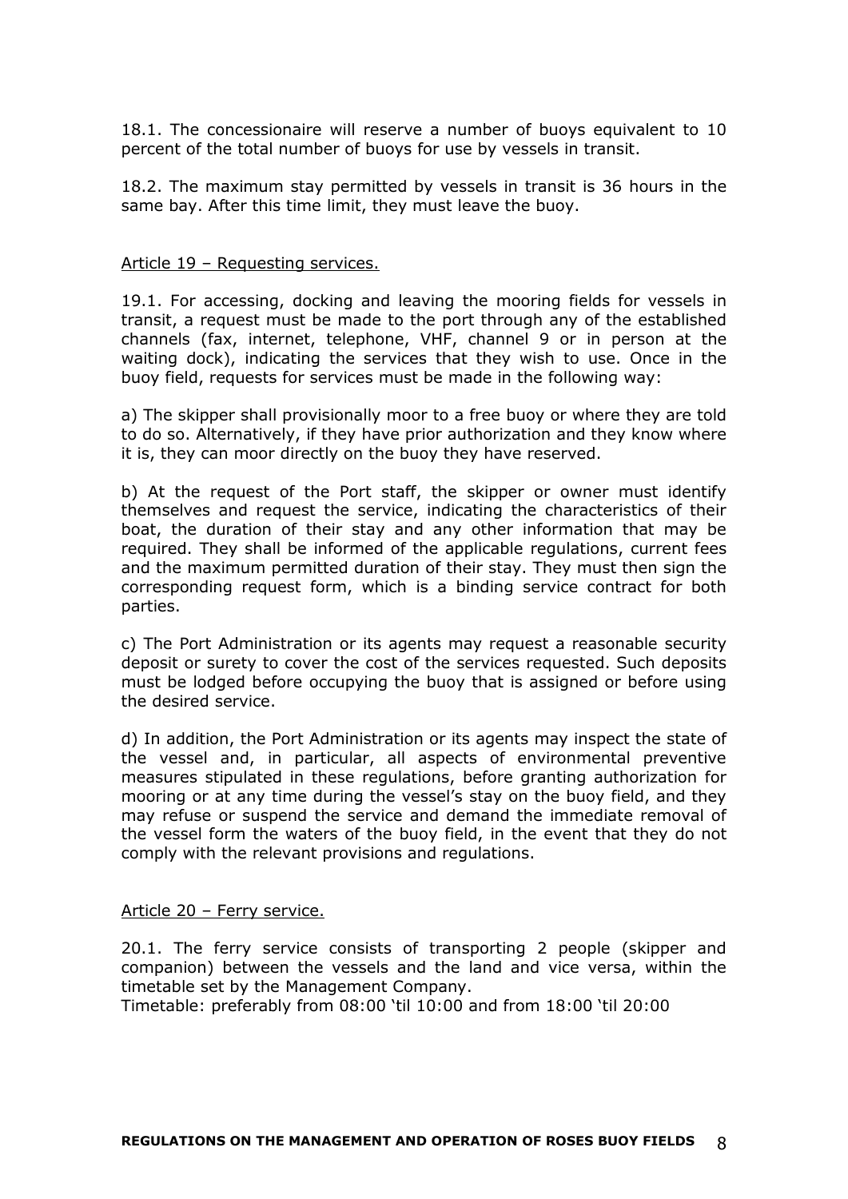18.1. The concessionaire will reserve a number of buoys equivalent to 10 percent of the total number of buoys for use by vessels in transit.

18.2. The maximum stay permitted by vessels in transit is 36 hours in the same bay. After this time limit, they must leave the buoy.

<u>Article 19 – Requesting services.</u>

19.1. For accessing, docking and leaving the mooring fields for vessels in transit, a request must be made to the port through any of the established channels (fax, internet, telephone, VHF, channel 9 or in person at the waiting dock), indicating the services that they wish to use. Once in the buoy field, requests for services must be made in the following way:

a) The skipper shall provisionally moor to a free buoy or where they are told to do so. Alternatively, if they have prior authorization and they know where it is, they can moor directly on the buoy they have reserved.

b) At the request of the Port staff, the skipper or owner must identify themselves and request the service, indicating the characteristics of their boat, the duration of their stay and any other information that may be required. They shall be informed of the applicable regulations, current fees and the maximum permitted duration of their stay. They must then sign the corresponding request form, which is a binding service contract for both parties.

c) The Port Administration or its agents may request a reasonable security deposit or surety to cover the cost of the services requested. Such deposits must be lodged before occupying the buoy that is assigned or before using the desired service.

d) In addition, the Port Administration or its agents may inspect the state of the vessel and, in particular, all aspects of environmental preventive measures stipulated in these regulations, before granting authorization for mooring or at any time during the vessel's stay on the buoy field, and they may refuse or suspend the service and demand the immediate removal of the vessel form the waters of the buoy field, in the event that they do not comply with the relevant provisions and regulations.

<u>Article 20 – Ferry service.</u>

20.1. The ferry service consists of transporting 2 people (skipper and companion) between the vessels and the land and vice versa, within the timetable set by the Management Company.
Timetable: preferably from 08:00 'til 10:00 and from 18:00 'til 20:00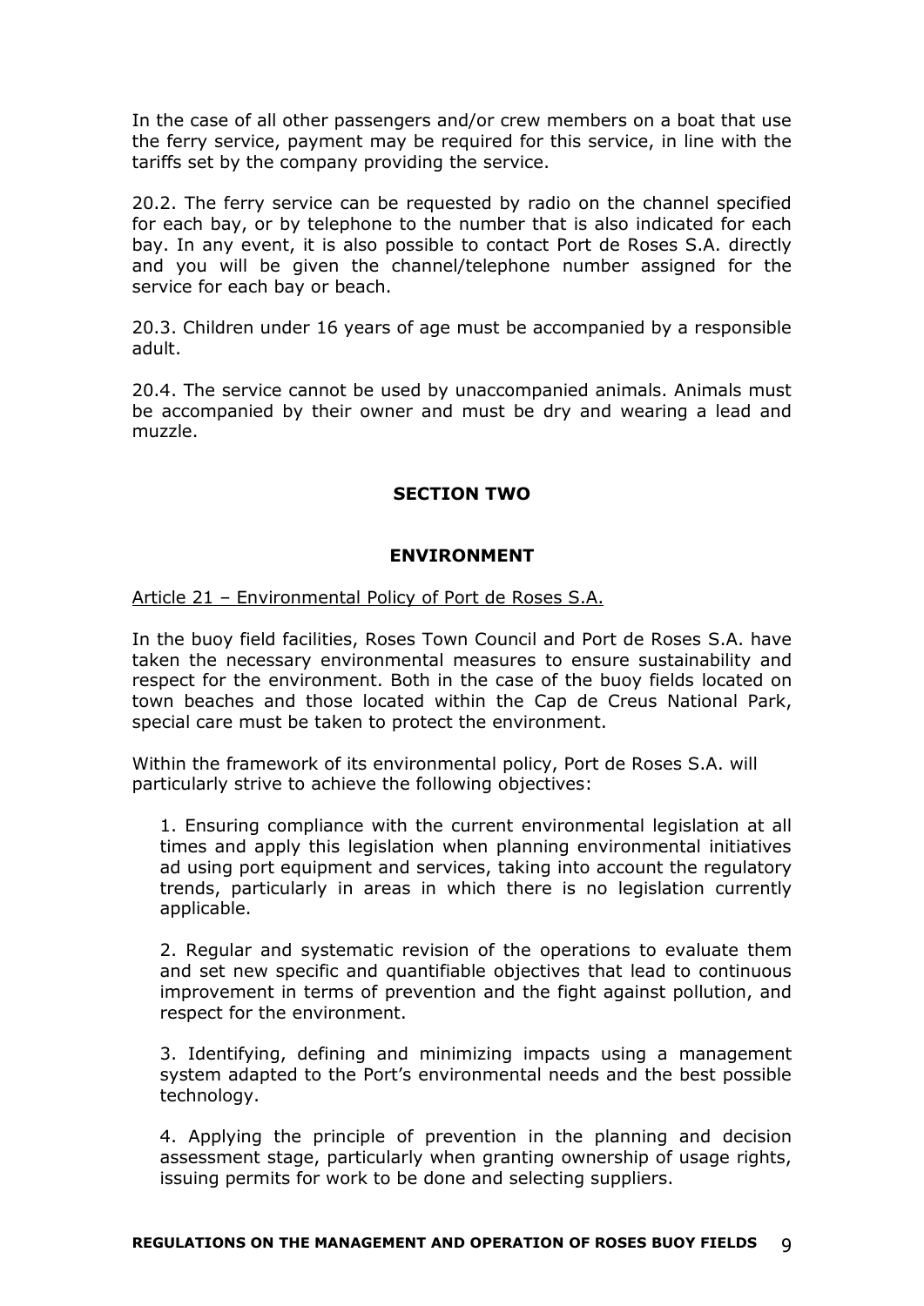In the case of all other passengers and/or crew members on a boat that use the ferry service, payment may be required for this service, in line with the tariffs set by the company providing the service.

20.2. The ferry service can be requested by radio on the channel specified for each bay, or by telephone to the number that is also indicated for each bay. In any event, it is also possible to contact Port de Roses S.A. directly and you will be given the channel/telephone number assigned for the service for each bay or beach.

20.3. Children under 16 years of age must be accompanied by a responsible adult.

20.4. The service cannot be used by unaccompanied animals. Animals must be accompanied by their owner and must be dry and wearing a lead and muzzle.

## SECTION TWO

## ENVIRONMENT

### Article 21 – Environmental Policy of Port de Roses S.A.

In the buoy field facilities, Roses Town Council and Port de Roses S.A. have taken the necessary environmental measures to ensure sustainability and respect for the environment. Both in the case of the buoy fields located on town beaches and those located within the Cap de Creus National Park, special care must be taken to protect the environment.

Within the framework of its environmental policy, Port de Roses S.A. will particularly strive to achieve the following objectives:

1. Ensuring compliance with the current environmental legislation at all times and apply this legislation when planning environmental initiatives ad using port equipment and services, taking into account the regulatory trends, particularly in areas in which there is no legislation currently applicable.

2. Regular and systematic revision of the operations to evaluate them and set new specific and quantifiable objectives that lead to continuous improvement in terms of prevention and the fight against pollution, and respect for the environment.

3. Identifying, defining and minimizing impacts using a management system adapted to the Port's environmental needs and the best possible technology.

4. Applying the principle of prevention in the planning and decision assessment stage, particularly when granting ownership of usage rights, issuing permits for work to be done and selecting suppliers.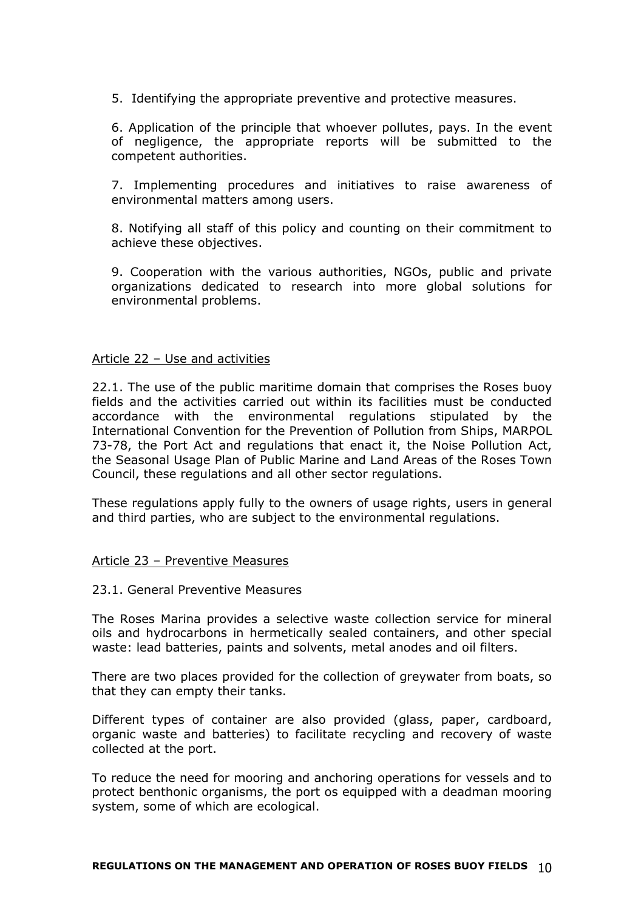5. Identifying the appropriate preventive and protective measures.

6. Application of the principle that whoever pollutes, pays. In the event of negligence, the appropriate reports will be submitted to the competent authorities.

7. Implementing procedures and initiatives to raise awareness of environmental matters among users.

8. Notifying all staff of this policy and counting on their commitment to achieve these objectives.

9. Cooperation with the various authorities, NGOs, public and private organizations dedicated to research into more global solutions for environmental problems.

## Article 22 – Use and activities

22.1. The use of the public maritime domain that comprises the Roses buoy fields and the activities carried out within its facilities must be conducted accordance with the environmental regulations stipulated by the International Convention for the Prevention of Pollution from Ships, MARPOL 73-78, the Port Act and regulations that enact it, the Noise Pollution Act, the Seasonal Usage Plan of Public Marine and Land Areas of the Roses Town Council, these regulations and all other sector regulations.

These regulations apply fully to the owners of usage rights, users in general and third parties, who are subject to the environmental regulations.

## Article 23 – Preventive Measures

23.1. General Preventive Measures

The Roses Marina provides a selective waste collection service for mineral oils and hydrocarbons in hermetically sealed containers, and other special waste: lead batteries, paints and solvents, metal anodes and oil filters.

There are two places provided for the collection of greywater from boats, so that they can empty their tanks.

Different types of container are also provided (glass, paper, cardboard, organic waste and batteries) to facilitate recycling and recovery of waste collected at the port.

To reduce the need for mooring and anchoring operations for vessels and to protect benthonic organisms, the port os equipped with a deadman mooring system, some of which are ecological.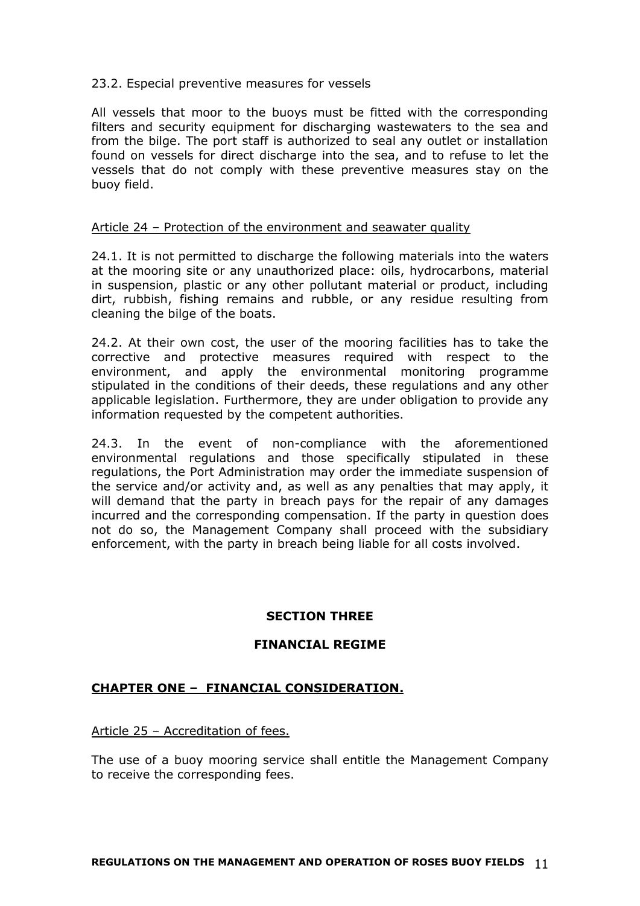23.2. Especial preventive measures for vessels

All vessels that moor to the buoys must be fitted with the corresponding filters and security equipment for discharging wastewaters to the sea and from the bilge. The port staff is authorized to seal any outlet or installation found on vessels for direct discharge into the sea, and to refuse to let the vessels that do not comply with these preventive measures stay on the buoy field.

Article 24 – Protection of the environment and seawater quality

24.1. It is not permitted to discharge the following materials into the waters at the mooring site or any unauthorized place: oils, hydrocarbons, material in suspension, plastic or any other pollutant material or product, including dirt, rubbish, fishing remains and rubble, or any residue resulting from cleaning the bilge of the boats.

24.2. At their own cost, the user of the mooring facilities has to take the corrective and protective measures required with respect to the environment, and apply the environmental monitoring programme stipulated in the conditions of their deeds, these regulations and any other applicable legislation. Furthermore, they are under obligation to provide any information requested by the competent authorities.

24.3. In the event of non-compliance with the aforementioned environmental regulations and those specifically stipulated in these regulations, the Port Administration may order the immediate suspension of the service and/or activity and, as well as any penalties that may apply, it will demand that the party in breach pays for the repair of any damages incurred and the corresponding compensation. If the party in question does not do so, the Management Company shall proceed with the subsidiary enforcement, with the party in breach being liable for all costs involved.

## SECTION THREE

## FINANCIAL REGIME

### CHAPTER ONE – FINANCIAL CONSIDERATION.

Article 25 – Accreditation of fees.

The use of a buoy mooring service shall entitle the Management Company to receive the corresponding fees.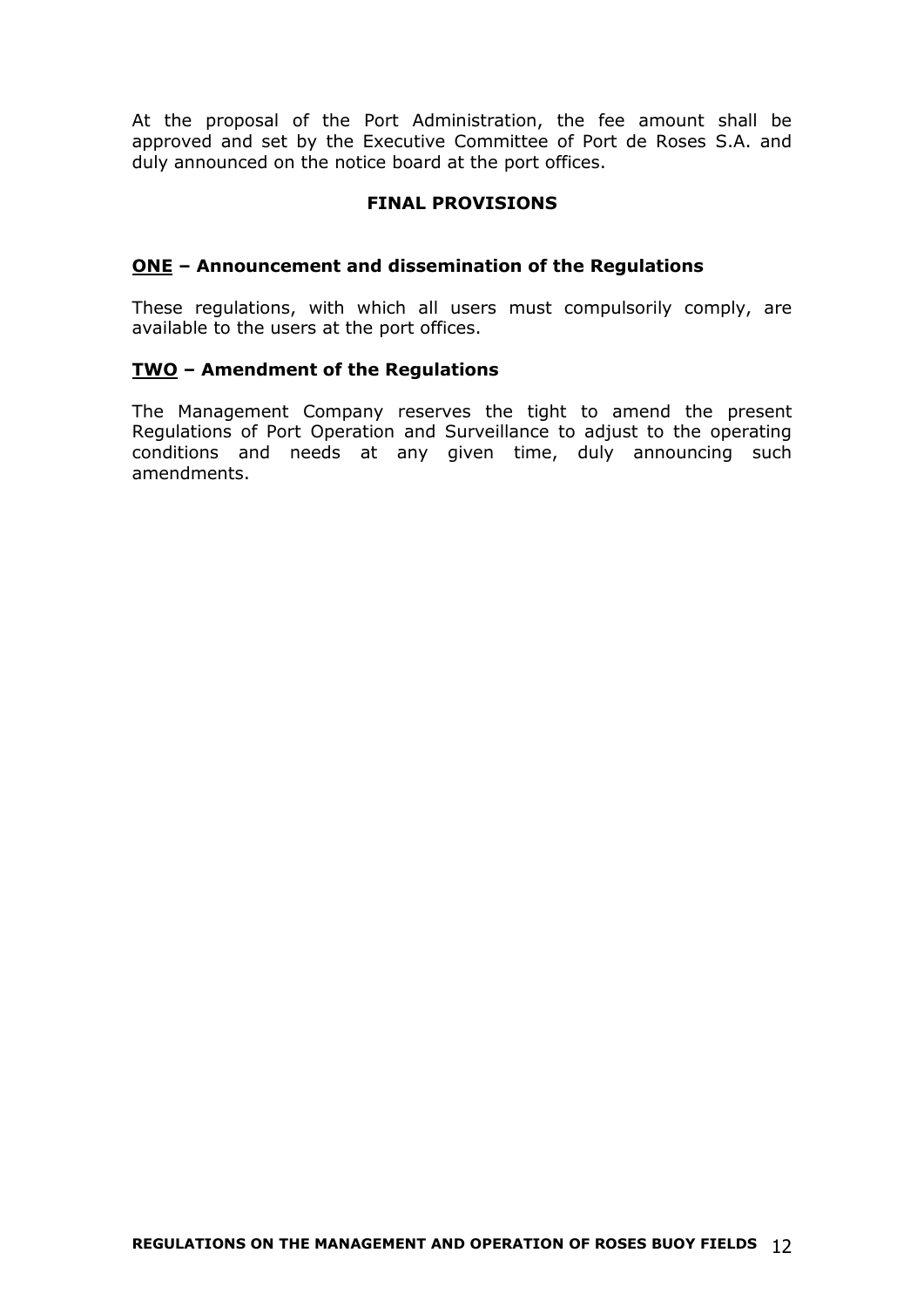At the proposal of the Port Administration, the fee amount shall be approved and set by the Executive Committee of Port de Roses S.A. and duly announced on the notice board at the port offices.

## FINAL PROVISIONS

### <u>ONE</u> – Announcement and dissemination of the Regulations

These regulations, with which all users must compulsorily comply, are available to the users at the port offices.

### <u>TWO</u> – Amendment of the Regulations

The Management Company reserves the tight to amend the present Regulations of Port Operation and Surveillance to adjust to the operating conditions and needs at any given time, duly announcing such amendments.